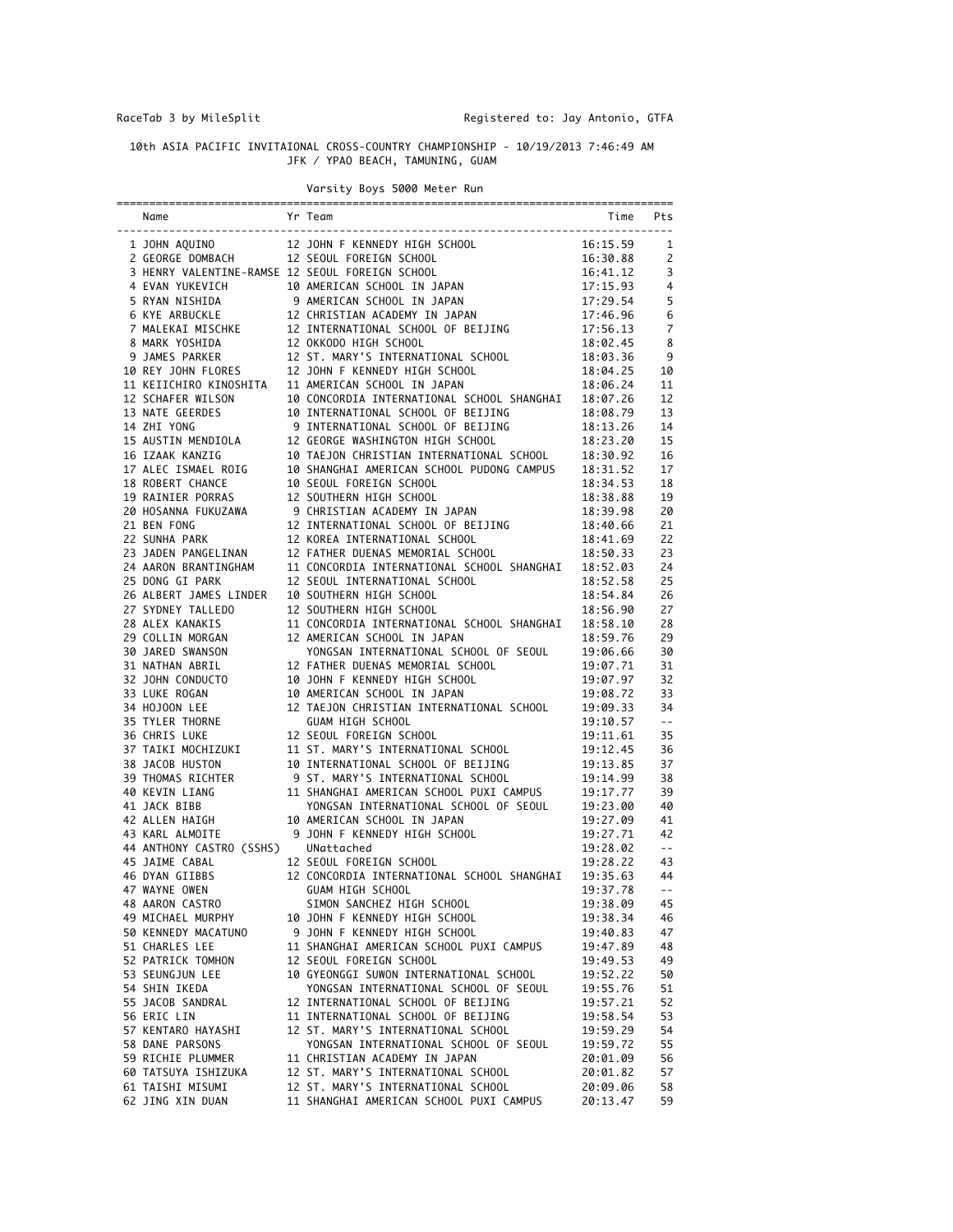RaceTab 3 by MileSplit    Registered to: Jay Antonio, GTFA

10th ASIA PACIFIC INVITAIONAL CROSS-COUNTRY CHAMPIONSHIP - 10/19/2013 7:46:49 AM
JFK / YPAO BEACH, TAMUNING, GUAM

Varsity Boys 5000 Meter Run

| | Name | Yr | Team | Time | Pts |
|---|---|---|---|---|---|
| 1 | JOHN AQUINO | 12 | JOHN F KENNEDY HIGH SCHOOL | 16:15.59 | 1 |
| 2 | GEORGE DOMBACH | 12 | SEOUL FOREIGN SCHOOL | 16:30.88 | 2 |
| 3 | HENRY VALENTINE-RAMSE | 12 | SEOUL FOREIGN SCHOOL | 16:41.12 | 3 |
| 4 | EVAN YUKEVICH | 10 | AMERICAN SCHOOL IN JAPAN | 17:15.93 | 4 |
| 5 | RYAN NISHIDA | 9 | AMERICAN SCHOOL IN JAPAN | 17:29.54 | 5 |
| 6 | KYE ARBUCKLE | 12 | CHRISTIAN ACADEMY IN JAPAN | 17:46.96 | 6 |
| 7 | MALEKAI MISCHKE | 12 | INTERNATIONAL SCHOOL OF BEIJING | 17:56.13 | 7 |
| 8 | MARK YOSHIDA | 12 | OKKODO HIGH SCHOOL | 18:02.45 | 8 |
| 9 | JAMES PARKER | 12 | ST. MARY'S INTERNATIONAL SCHOOL | 18:03.36 | 9 |
| 10 | REY JOHN FLORES | 12 | JOHN F KENNEDY HIGH SCHOOL | 18:04.25 | 10 |
| 11 | KEIICHIRO KINOSHITA | 11 | AMERICAN SCHOOL IN JAPAN | 18:06.24 | 11 |
| 12 | SCHAFER WILSON | 10 | CONCORDIA INTERNATIONAL SCHOOL SHANGHAI | 18:07.26 | 12 |
| 13 | NATE GEERDES | 10 | INTERNATIONAL SCHOOL OF BEIJING | 18:08.79 | 13 |
| 14 | ZHI YONG | 9 | INTERNATIONAL SCHOOL OF BEIJING | 18:13.26 | 14 |
| 15 | AUSTIN MENDIOLA | 12 | GEORGE WASHINGTON HIGH SCHOOL | 18:23.20 | 15 |
| 16 | IZAAK KANZIG | 10 | TAEJON CHRISTIAN INTERNATIONAL SCHOOL | 18:30.92 | 16 |
| 17 | ALEC ISMAEL ROIG | 10 | SHANGHAI AMERICAN SCHOOL PUDONG CAMPUS | 18:31.52 | 17 |
| 18 | ROBERT CHANCE | 10 | SEOUL FOREIGN SCHOOL | 18:34.53 | 18 |
| 19 | RAINIER PORRAS | 12 | SOUTHERN HIGH SCHOOL | 18:38.88 | 19 |
| 20 | HOSANNA FUKUZAWA | 9 | CHRISTIAN ACADEMY IN JAPAN | 18:39.98 | 20 |
| 21 | BEN FONG | 12 | INTERNATIONAL SCHOOL OF BEIJING | 18:40.66 | 21 |
| 22 | SUNHA PARK | 12 | KOREA INTERNATIONAL SCHOOL | 18:41.69 | 22 |
| 23 | JADEN PANGELINAN | 12 | FATHER DUENAS MEMORIAL SCHOOL | 18:50.33 | 23 |
| 24 | AARON BRANTINGHAM | 11 | CONCORDIA INTERNATIONAL SCHOOL SHANGHAI | 18:52.03 | 24 |
| 25 | DONG GI PARK | 12 | SEOUL INTERNATIONAL SCHOOL | 18:52.58 | 25 |
| 26 | ALBERT JAMES LINDER | 10 | SOUTHERN HIGH SCHOOL | 18:54.84 | 26 |
| 27 | SYDNEY TALLEDO | 12 | SOUTHERN HIGH SCHOOL | 18:56.90 | 27 |
| 28 | ALEX KANAKIS | 11 | CONCORDIA INTERNATIONAL SCHOOL SHANGHAI | 18:58.10 | 28 |
| 29 | COLLIN MORGAN | 12 | AMERICAN SCHOOL IN JAPAN | 18:59.76 | 29 |
| 30 | JARED SWANSON | | YONGSAN INTERNATIONAL SCHOOL OF SEOUL | 19:06.66 | 30 |
| 31 | NATHAN ABRIL | 12 | FATHER DUENAS MEMORIAL SCHOOL | 19:07.71 | 31 |
| 32 | JOHN CONDUCTO | 10 | JOHN F KENNEDY HIGH SCHOOL | 19:07.97 | 32 |
| 33 | LUKE ROGAN | 10 | AMERICAN SCHOOL IN JAPAN | 19:08.72 | 33 |
| 34 | HOJOON LEE | 12 | TAEJON CHRISTIAN INTERNATIONAL SCHOOL | 19:09.33 | 34 |
| 35 | TYLER THORNE | | GUAM HIGH SCHOOL | 19:10.57 | -- |
| 36 | CHRIS LUKE | 12 | SEOUL FOREIGN SCHOOL | 19:11.61 | 35 |
| 37 | TAIKI MOCHIZUKI | 11 | ST. MARY'S INTERNATIONAL SCHOOL | 19:12.45 | 36 |
| 38 | JACOB HUSTON | 10 | INTERNATIONAL SCHOOL OF BEIJING | 19:13.85 | 37 |
| 39 | THOMAS RICHTER | 9 | ST. MARY'S INTERNATIONAL SCHOOL | 19:14.99 | 38 |
| 40 | KEVIN LIANG | 11 | SHANGHAI AMERICAN SCHOOL PUXI CAMPUS | 19:17.77 | 39 |
| 41 | JACK BIBB | | YONGSAN INTERNATIONAL SCHOOL OF SEOUL | 19:23.00 | 40 |
| 42 | ALLEN HAIGH | 10 | AMERICAN SCHOOL IN JAPAN | 19:27.09 | 41 |
| 43 | KARL ALMOITE | 9 | JOHN F KENNEDY HIGH SCHOOL | 19:27.71 | 42 |
| 44 | ANTHONY CASTRO (SSHS) | | UNattached | 19:28.02 | -- |
| 45 | JAIME CABAL | 12 | SEOUL FOREIGN SCHOOL | 19:28.22 | 43 |
| 46 | DYAN GIIBBS | 12 | CONCORDIA INTERNATIONAL SCHOOL SHANGHAI | 19:35.63 | 44 |
| 47 | WAYNE OWEN | | GUAM HIGH SCHOOL | 19:37.78 | -- |
| 48 | AARON CASTRO | | SIMON SANCHEZ HIGH SCHOOL | 19:38.09 | 45 |
| 49 | MICHAEL MURPHY | 10 | JOHN F KENNEDY HIGH SCHOOL | 19:38.34 | 46 |
| 50 | KENNEDY MACATUNO | 9 | JOHN F KENNEDY HIGH SCHOOL | 19:40.83 | 47 |
| 51 | CHARLES LEE | 11 | SHANGHAI AMERICAN SCHOOL PUXI CAMPUS | 19:47.89 | 48 |
| 52 | PATRICK TOMHON | 12 | SEOUL FOREIGN SCHOOL | 19:49.53 | 49 |
| 53 | SEUNGJUN LEE | 10 | GYEONGGI SUWON INTERNATIONAL SCHOOL | 19:52.22 | 50 |
| 54 | SHIN IKEDA | | YONGSAN INTERNATIONAL SCHOOL OF SEOUL | 19:55.76 | 51 |
| 55 | JACOB SANDRAL | 12 | INTERNATIONAL SCHOOL OF BEIJING | 19:57.21 | 52 |
| 56 | ERIC LIN | 11 | INTERNATIONAL SCHOOL OF BEIJING | 19:58.54 | 53 |
| 57 | KENTARO HAYASHI | 12 | ST. MARY'S INTERNATIONAL SCHOOL | 19:59.29 | 54 |
| 58 | DANE PARSONS | | YONGSAN INTERNATIONAL SCHOOL OF SEOUL | 19:59.72 | 55 |
| 59 | RICHIE PLUMMER | 11 | CHRISTIAN ACADEMY IN JAPAN | 20:01.09 | 56 |
| 60 | TATSUYA ISHIZUKA | 12 | ST. MARY'S INTERNATIONAL SCHOOL | 20:01.82 | 57 |
| 61 | TAISHI MISUMI | 12 | ST. MARY'S INTERNATIONAL SCHOOL | 20:09.06 | 58 |
| 62 | JING XIN DUAN | 11 | SHANGHAI AMERICAN SCHOOL PUXI CAMPUS | 20:13.47 | 59 |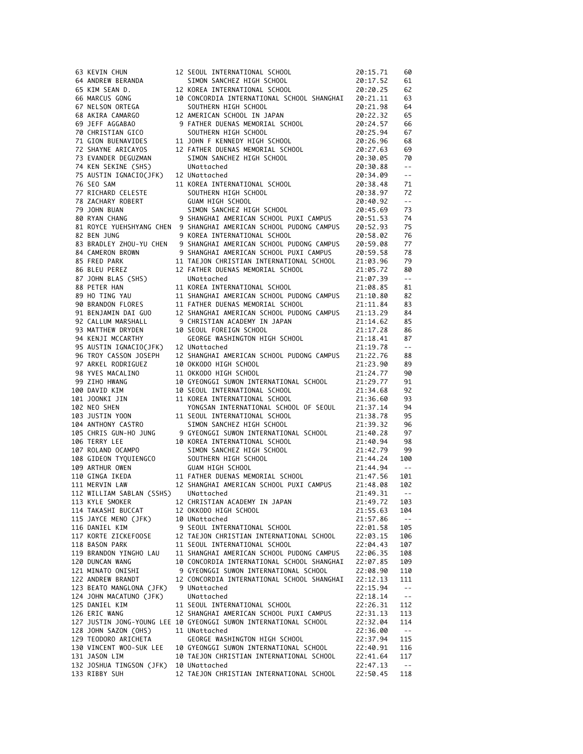| Place | Name | Yr | School | Time | Points |
|---|---|---|---|---|---|
| 63 | KEVIN CHUN | 12 | SEOUL INTERNATIONAL SCHOOL | 20:15.71 | 60 |
| 64 | ANDREW BERANDA | | SIMON SANCHEZ HIGH SCHOOL | 20:17.52 | 61 |
| 65 | KIM SEAN D. | 12 | KOREA INTERNATIONAL SCHOOL | 20:20.25 | 62 |
| 66 | MARCUS GONG | 10 | CONCORDIA INTERNATIONAL SCHOOL SHANGHAI | 20:21.11 | 63 |
| 67 | NELSON ORTEGA | | SOUTHERN HIGH SCHOOL | 20:21.98 | 64 |
| 68 | AKIRA CAMARGO | 12 | AMERICAN SCHOOL IN JAPAN | 20:22.32 | 65 |
| 69 | JEFF AGGABAO | 9 | FATHER DUENAS MEMORIAL SCHOOL | 20:24.57 | 66 |
| 70 | CHRISTIAN GICO | | SOUTHERN HIGH SCHOOL | 20:25.94 | 67 |
| 71 | GION BUENAVIDES | 11 | JOHN F KENNEDY HIGH SCHOOL | 20:26.96 | 68 |
| 72 | SHAYNE ARICAYOS | 12 | FATHER DUENAS MEMORIAL SCHOOL | 20:27.63 | 69 |
| 73 | EVANDER DEGUZMAN | | SIMON SANCHEZ HIGH SCHOOL | 20:30.05 | 70 |
| 74 | KEN SEKINE (SHS) | | UNattached | 20:30.88 | -- |
| 75 | AUSTIN IGNACIO(JFK) | 12 | UNattached | 20:34.09 | -- |
| 76 | SEO SAM | 11 | KOREA INTERNATIONAL SCHOOL | 20:38.48 | 71 |
| 77 | RICHARD CELESTE | | SOUTHERN HIGH SCHOOL | 20:38.97 | 72 |
| 78 | ZACHARY ROBERT | | GUAM HIGH SCHOOL | 20:40.92 | -- |
| 79 | JOHN BUAN | | SIMON SANCHEZ HIGH SCHOOL | 20:45.69 | 73 |
| 80 | RYAN CHANG | 9 | SHANGHAI AMERICAN SCHOOL PUXI CAMPUS | 20:51.53 | 74 |
| 81 | ROYCE YUEHSHYANG CHEN | 9 | SHANGHAI AMERICAN SCHOOL PUDONG CAMPUS | 20:52.93 | 75 |
| 82 | BEN JUNG | 9 | KOREA INTERNATIONAL SCHOOL | 20:58.02 | 76 |
| 83 | BRADLEY ZHOU-YU CHEN | 9 | SHANGHAI AMERICAN SCHOOL PUDONG CAMPUS | 20:59.08 | 77 |
| 84 | CAMERON BROWN | 9 | SHANGHAI AMERICAN SCHOOL PUXI CAMPUS | 20:59.58 | 78 |
| 85 | FRED PARK | 11 | TAEJON CHRISTIAN INTERNATIONAL SCHOOL | 21:03.96 | 79 |
| 86 | BLEU PEREZ | 12 | FATHER DUENAS MEMORIAL SCHOOL | 21:05.72 | 80 |
| 87 | JOHN BLAS (SHS) | | UNattached | 21:07.39 | -- |
| 88 | PETER HAN | 11 | KOREA INTERNATIONAL SCHOOL | 21:08.85 | 81 |
| 89 | HO TING YAU | 11 | SHANGHAI AMERICAN SCHOOL PUDONG CAMPUS | 21:10.80 | 82 |
| 90 | BRANDON FLORES | 11 | FATHER DUENAS MEMORIAL SCHOOL | 21:11.84 | 83 |
| 91 | BENJAMIN DAI GUO | 12 | SHANGHAI AMERICAN SCHOOL PUDONG CAMPUS | 21:13.29 | 84 |
| 92 | CALLUM MARSHALL | 9 | CHRISTIAN ACADEMY IN JAPAN | 21:14.62 | 85 |
| 93 | MATTHEW DRYDEN | 10 | SEOUL FOREIGN SCHOOL | 21:17.28 | 86 |
| 94 | KENJI MCCARTHY | | GEORGE WASHINGTON HIGH SCHOOL | 21:18.41 | 87 |
| 95 | AUSTIN IGNACIO(JFK) | 12 | UNattached | 21:19.78 | -- |
| 96 | TROY CASSON JOSEPH | 12 | SHANGHAI AMERICAN SCHOOL PUDONG CAMPUS | 21:22.76 | 88 |
| 97 | ARKEL RODRIGUEZ | 10 | OKKODO HIGH SCHOOL | 21:23.90 | 89 |
| 98 | YVES MACALINO | 11 | OKKODO HIGH SCHOOL | 21:24.77 | 90 |
| 99 | ZIHO HWANG | 10 | GYEONGGI SUWON INTERNATIONAL SCHOOL | 21:29.77 | 91 |
| 100 | DAVID KIM | 10 | SEOUL INTERNATIONAL SCHOOL | 21:34.68 | 92 |
| 101 | JOONKI JIN | 11 | KOREA INTERNATIONAL SCHOOL | 21:36.60 | 93 |
| 102 | NEO SHEN | | YONGSAN INTERNATIONAL SCHOOL OF SEOUL | 21:37.14 | 94 |
| 103 | JUSTIN YOON | 11 | SEOUL INTERNATIONAL SCHOOL | 21:38.78 | 95 |
| 104 | ANTHONY CASTRO | | SIMON SANCHEZ HIGH SCHOOL | 21:39.32 | 96 |
| 105 | CHRIS GUN-HO JUNG | 9 | GYEONGGI SUWON INTERNATIONAL SCHOOL | 21:40.28 | 97 |
| 106 | TERRY LEE | 10 | KOREA INTERNATIONAL SCHOOL | 21:40.94 | 98 |
| 107 | ROLAND OCAMPO | | SIMON SANCHEZ HIGH SCHOOL | 21:42.79 | 99 |
| 108 | GIDEON TYQUIENGCO | | SOUTHERN HIGH SCHOOL | 21:44.24 | 100 |
| 109 | ARTHUR OWEN | | GUAM HIGH SCHOOL | 21:44.94 | -- |
| 110 | GINGA IKEDA | 11 | FATHER DUENAS MEMORIAL SCHOOL | 21:47.56 | 101 |
| 111 | MERVIN LAW | 12 | SHANGHAI AMERICAN SCHOOL PUXI CAMPUS | 21:48.08 | 102 |
| 112 | WILLIAM SABLAN (SSHS) | | UNattached | 21:49.31 | -- |
| 113 | KYLE SMOKER | 12 | CHRISTIAN ACADEMY IN JAPAN | 21:49.72 | 103 |
| 114 | TAKASHI BUCCAT | 12 | OKKODO HIGH SCHOOL | 21:55.63 | 104 |
| 115 | JAYCE MENO (JFK) | 10 | UNattached | 21:57.86 | -- |
| 116 | DANIEL KIM | 9 | SEOUL INTERNATIONAL SCHOOL | 22:01.58 | 105 |
| 117 | KORTE ZICKEFOOSE | 12 | TAEJON CHRISTIAN INTERNATIONAL SCHOOL | 22:03.15 | 106 |
| 118 | BASON PARK | 11 | SEOUL INTERNATIONAL SCHOOL | 22:04.43 | 107 |
| 119 | BRANDON YINGHO LAU | 11 | SHANGHAI AMERICAN SCHOOL PUDONG CAMPUS | 22:06.35 | 108 |
| 120 | DUNCAN WANG | 10 | CONCORDIA INTERNATIONAL SCHOOL SHANGHAI | 22:07.85 | 109 |
| 121 | MINATO ONISHI | 9 | GYEONGGI SUWON INTERNATIONAL SCHOOL | 22:08.90 | 110 |
| 122 | ANDREW BRANDT | 12 | CONCORDIA INTERNATIONAL SCHOOL SHANGHAI | 22:12.13 | 111 |
| 123 | BEATO MANGLONA (JFK) | 9 | UNattached | 22:15.94 | -- |
| 124 | JOHN MACATUNO (JFK) | | UNattached | 22:18.14 | -- |
| 125 | DANIEL KIM | 11 | SEOUL INTERNATIONAL SCHOOL | 22:26.31 | 112 |
| 126 | ERIC WANG | 12 | SHANGHAI AMERICAN SCHOOL PUXI CAMPUS | 22:31.13 | 113 |
| 127 | JUSTIN JONG-YOUNG LEE | 10 | GYEONGGI SUWON INTERNATIONAL SCHOOL | 22:32.04 | 114 |
| 128 | JOHN SAZON (OHS) | 11 | UNattached | 22:36.00 | -- |
| 129 | TEODORO ARICHETA | | GEORGE WASHINGTON HIGH SCHOOL | 22:37.94 | 115 |
| 130 | VINCENT WOO-SUK LEE | 10 | GYEONGGI SUWON INTERNATIONAL SCHOOL | 22:40.91 | 116 |
| 131 | JASON LIM | 10 | TAEJON CHRISTIAN INTERNATIONAL SCHOOL | 22:41.64 | 117 |
| 132 | JOSHUA TINGSON (JFK) | 10 | UNattached | 22:47.13 | -- |
| 133 | RIBBY SUH | 12 | TAEJON CHRISTIAN INTERNATIONAL SCHOOL | 22:50.45 | 118 |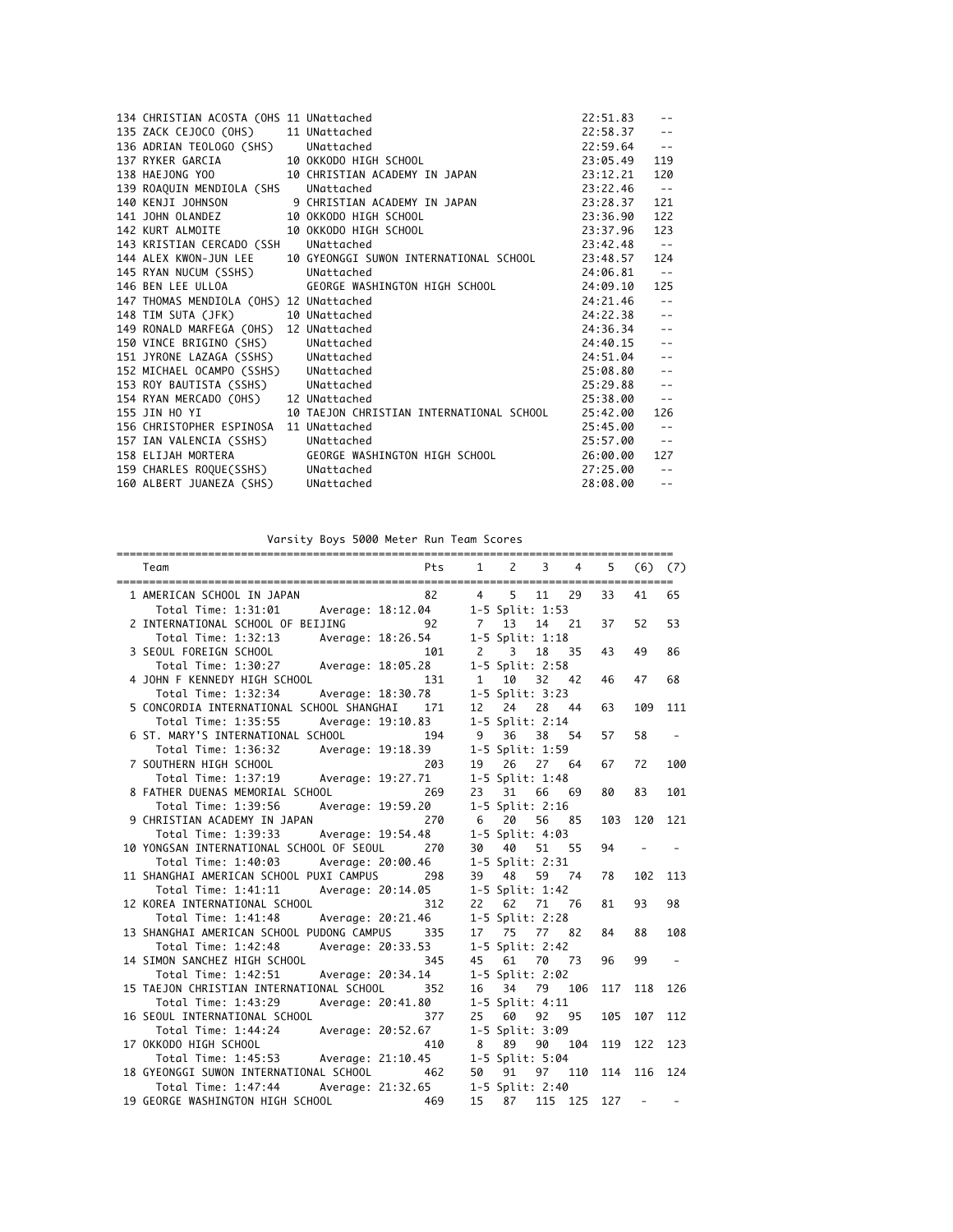| Place | Name | Yr | Team | Time | Points |
|---|---|---|---|---|---|
| 134 | CHRISTIAN ACOSTA (OHS | 11 | UNattached | 22:51.83 | -- |
| 135 | ZACK CEJOCO (OHS) | 11 | UNattached | 22:58.37 | -- |
| 136 | ADRIAN TEOLOGO (SHS) | | UNattached | 22:59.64 | -- |
| 137 | RYKER GARCIA | 10 | OKKODO HIGH SCHOOL | 23:05.49 | 119 |
| 138 | HAEJONG YOO | 10 | CHRISTIAN ACADEMY IN JAPAN | 23:12.21 | 120 |
| 139 | ROAQUIN MENDIOLA (SHS | | UNattached | 23:22.46 | -- |
| 140 | KENJI JOHNSON | 9 | CHRISTIAN ACADEMY IN JAPAN | 23:28.37 | 121 |
| 141 | JOHN OLANDEZ | 10 | OKKODO HIGH SCHOOL | 23:36.90 | 122 |
| 142 | KURT ALMOITE | 10 | OKKODO HIGH SCHOOL | 23:37.96 | 123 |
| 143 | KRISTIAN CERCADO (SSH | | UNattached | 23:42.48 | -- |
| 144 | ALEX KWON-JUN LEE | 10 | GYEONGGI SUWON INTERNATIONAL SCHOOL | 23:48.57 | 124 |
| 145 | RYAN NUCUM (SSHS) | | UNattached | 24:06.81 | -- |
| 146 | BEN LEE ULLOA | | GEORGE WASHINGTON HIGH SCHOOL | 24:09.10 | 125 |
| 147 | THOMAS MENDIOLA (OHS) | 12 | UNattached | 24:21.46 | -- |
| 148 | TIM SUTA (JFK) | 10 | UNattached | 24:22.38 | -- |
| 149 | RONALD MARFEGA (OHS) | 12 | UNattached | 24:36.34 | -- |
| 150 | VINCE BRIGINO (SHS) | | UNattached | 24:40.15 | -- |
| 151 | JYRONE LAZAGA (SSHS) | | UNattached | 24:51.04 | -- |
| 152 | MICHAEL OCAMPO (SSHS) | | UNattached | 25:08.80 | -- |
| 153 | ROY BAUTISTA (SSHS) | | UNattached | 25:29.88 | -- |
| 154 | RYAN MERCADO (OHS) | 12 | UNattached | 25:38.00 | -- |
| 155 | JIN HO YI | 10 | TAEJON CHRISTIAN INTERNATIONAL SCHOOL | 25:42.00 | 126 |
| 156 | CHRISTOPHER ESPINOSA | 11 | UNattached | 25:45.00 | -- |
| 157 | IAN VALENCIA (SSHS) | | UNattached | 25:57.00 | -- |
| 158 | ELIJAH MORTERA | | GEORGE WASHINGTON HIGH SCHOOL | 26:00.00 | 127 |
| 159 | CHARLES ROQUE(SSHS) | | UNattached | 27:25.00 | -- |
| 160 | ALBERT JUANEZA (SHS) | | UNattached | 28:08.00 | -- |

## Varsity Boys 5000 Meter Run Team Scores

| Team | Pts | 1 | 2 | 3 | 4 | 5 | (6) | (7) |
|---|---|---|---|---|---|---|---|---|
| 1 AMERICAN SCHOOL IN JAPAN | 82 | 4 | 5 | 11 | 29 | 33 | 41 | 65 |
| Total Time: 1:31:01 Average: 18:12.04 | | 1-5 Split: 1:53 | | | | | | |
| 2 INTERNATIONAL SCHOOL OF BEIJING | 92 | 7 | 13 | 14 | 21 | 37 | 52 | 53 |
| Total Time: 1:32:13 Average: 18:26.54 | | 1-5 Split: 1:18 | | | | | | |
| 3 SEOUL FOREIGN SCHOOL | 101 | 2 | 3 | 18 | 35 | 43 | 49 | 86 |
| Total Time: 1:30:27 Average: 18:05.28 | | 1-5 Split: 2:58 | | | | | | |
| 4 JOHN F KENNEDY HIGH SCHOOL | 131 | 1 | 10 | 32 | 42 | 46 | 47 | 68 |
| Total Time: 1:32:34 Average: 18:30.78 | | 1-5 Split: 3:23 | | | | | | |
| 5 CONCORDIA INTERNATIONAL SCHOOL SHANGHAI | 171 | 12 | 24 | 28 | 44 | 63 | 109 | 111 |
| Total Time: 1:35:55 Average: 19:10.83 | | 1-5 Split: 2:14 | | | | | | |
| 6 ST. MARY'S INTERNATIONAL SCHOOL | 194 | 9 | 36 | 38 | 54 | 57 | 58 | - |
| Total Time: 1:36:32 Average: 19:18.39 | | 1-5 Split: 1:59 | | | | | | |
| 7 SOUTHERN HIGH SCHOOL | 203 | 19 | 26 | 27 | 64 | 67 | 72 | 100 |
| Total Time: 1:37:19 Average: 19:27.71 | | 1-5 Split: 1:48 | | | | | | |
| 8 FATHER DUENAS MEMORIAL SCHOOL | 269 | 23 | 31 | 66 | 69 | 80 | 83 | 101 |
| Total Time: 1:39:56 Average: 19:59.20 | | 1-5 Split: 2:16 | | | | | | |
| 9 CHRISTIAN ACADEMY IN JAPAN | 270 | 6 | 20 | 56 | 85 | 103 | 120 | 121 |
| Total Time: 1:39:33 Average: 19:54.48 | | 1-5 Split: 4:03 | | | | | | |
| 10 YONGSAN INTERNATIONAL SCHOOL OF SEOUL | 270 | 30 | 40 | 51 | 55 | 94 | - | - |
| Total Time: 1:40:03 Average: 20:00.46 | | 1-5 Split: 2:31 | | | | | | |
| 11 SHANGHAI AMERICAN SCHOOL PUXI CAMPUS | 298 | 39 | 48 | 59 | 74 | 78 | 102 | 113 |
| Total Time: 1:41:11 Average: 20:14.05 | | 1-5 Split: 1:42 | | | | | | |
| 12 KOREA INTERNATIONAL SCHOOL | 312 | 22 | 62 | 71 | 76 | 81 | 93 | 98 |
| Total Time: 1:41:48 Average: 20:21.46 | | 1-5 Split: 2:28 | | | | | | |
| 13 SHANGHAI AMERICAN SCHOOL PUDONG CAMPUS | 335 | 17 | 75 | 77 | 82 | 84 | 88 | 108 |
| Total Time: 1:42:48 Average: 20:33.53 | | 1-5 Split: 2:42 | | | | | | |
| 14 SIMON SANCHEZ HIGH SCHOOL | 345 | 45 | 61 | 70 | 73 | 96 | 99 | - |
| Total Time: 1:42:51 Average: 20:34.14 | | 1-5 Split: 2:02 | | | | | | |
| 15 TAEJON CHRISTIAN INTERNATIONAL SCHOOL | 352 | 16 | 34 | 79 | 106 | 117 | 118 | 126 |
| Total Time: 1:43:29 Average: 20:41.80 | | 1-5 Split: 4:11 | | | | | | |
| 16 SEOUL INTERNATIONAL SCHOOL | 377 | 25 | 60 | 92 | 95 | 105 | 107 | 112 |
| Total Time: 1:44:24 Average: 20:52.67 | | 1-5 Split: 3:09 | | | | | | |
| 17 OKKODO HIGH SCHOOL | 410 | 8 | 89 | 90 | 104 | 119 | 122 | 123 |
| Total Time: 1:45:53 Average: 21:10.45 | | 1-5 Split: 5:04 | | | | | | |
| 18 GYEONGGI SUWON INTERNATIONAL SCHOOL | 462 | 50 | 91 | 97 | 110 | 114 | 116 | 124 |
| Total Time: 1:47:44 Average: 21:32.65 | | 1-5 Split: 2:40 | | | | | | |
| 19 GEORGE WASHINGTON HIGH SCHOOL | 469 | 15 | 87 | 115 | 125 | 127 | - | - |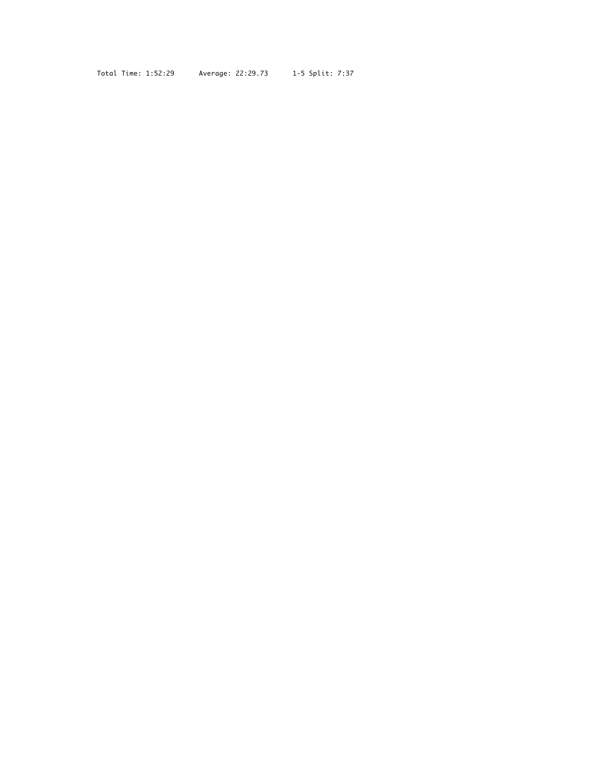Total Time: 1:52:29 Average: 22:29.73 1-5 Split: 7:37